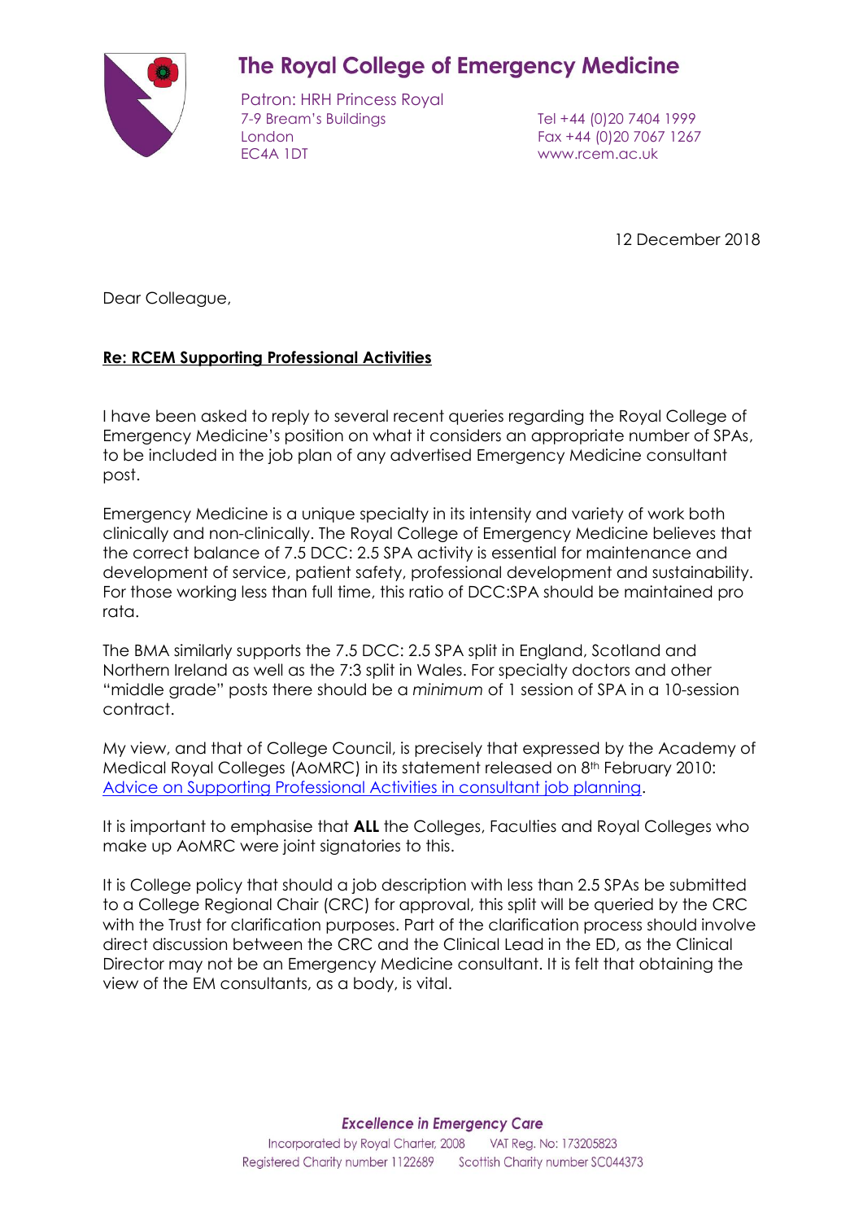# The Royal College of Emergency Medicine

Patron: HRH Princess Royal
7-9 Bream's Buildings
London
EC4A 1DT

Tel +44 (0)20 7404 1999
Fax +44 (0)20 7067 1267
www.rcem.ac.uk

12 December 2018

Dear Colleague,

**Re: RCEM Supporting Professional Activities**

I have been asked to reply to several recent queries regarding the Royal College of Emergency Medicine's position on what it considers an appropriate number of SPAs, to be included in the job plan of any advertised Emergency Medicine consultant post.

Emergency Medicine is a unique specialty in its intensity and variety of work both clinically and non-clinically. The Royal College of Emergency Medicine believes that the correct balance of 7.5 DCC: 2.5 SPA activity is essential for maintenance and development of service, patient safety, professional development and sustainability. For those working less than full time, this ratio of DCC:SPA should be maintained pro rata.

The BMA similarly supports the 7.5 DCC: 2.5 SPA split in England, Scotland and Northern Ireland as well as the 7:3 split in Wales. For specialty doctors and other "middle grade" posts there should be a *minimum* of 1 session of SPA in a 10-session contract.

My view, and that of College Council, is precisely that expressed by the Academy of Medical Royal Colleges (AoMRC) in its statement released on 8th February 2010: [Advice on Supporting Professional Activities in consultant job planning](Advice on Supporting Professional Activities in consultant job planning).

It is important to emphasise that **ALL** the Colleges, Faculties and Royal Colleges who make up AoMRC were joint signatories to this.

It is College policy that should a job description with less than 2.5 SPAs be submitted to a College Regional Chair (CRC) for approval, this split will be queried by the CRC with the Trust for clarification purposes. Part of the clarification process should involve direct discussion between the CRC and the Clinical Lead in the ED, as the Clinical Director may not be an Emergency Medicine consultant. It is felt that obtaining the view of the EM consultants, as a body, is vital.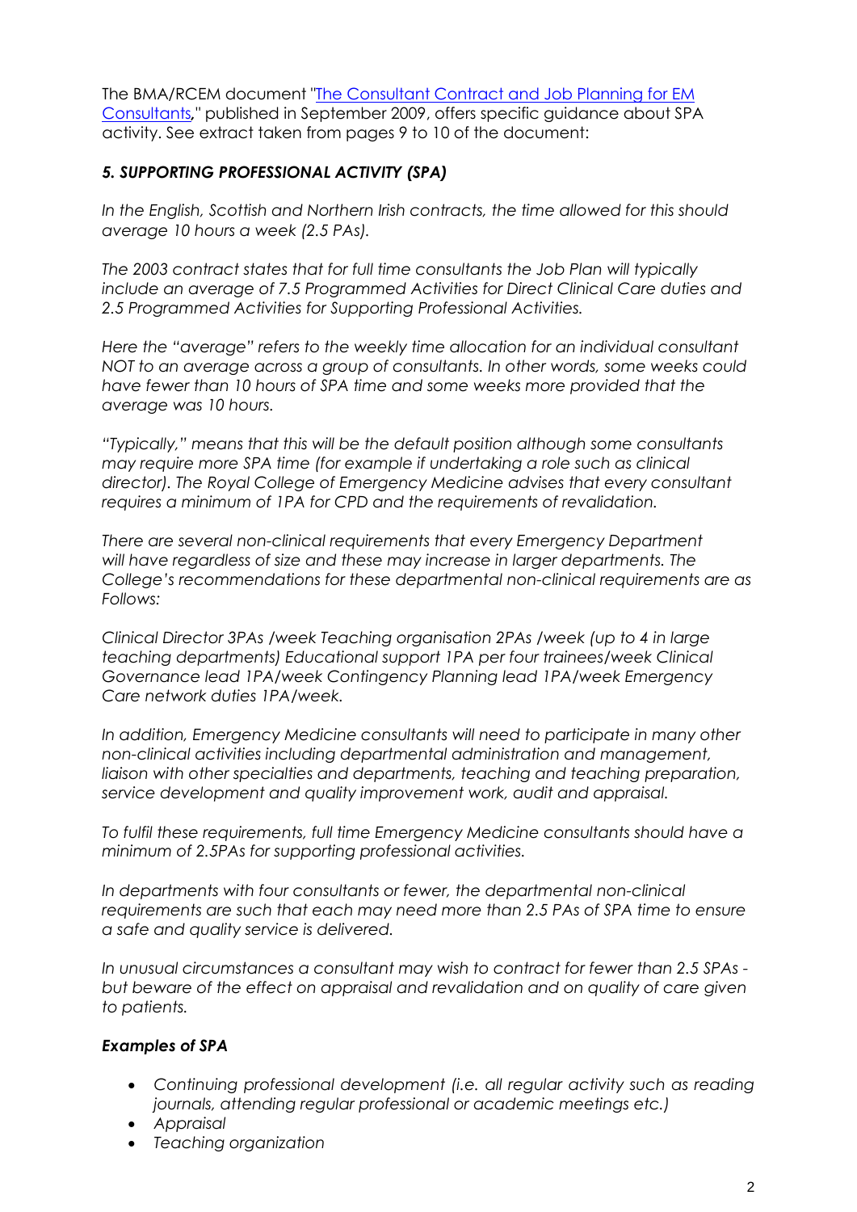The BMA/RCEM document "[The Consultant Contract and Job Planning for EM Consultants](#)," published in September 2009, offers specific guidance about SPA activity. See extract taken from pages 9 to 10 of the document:

### *5. SUPPORTING PROFESSIONAL ACTIVITY (SPA)*

*In the English, Scottish and Northern Irish contracts, the time allowed for this should average 10 hours a week (2.5 PAs).*

*The 2003 contract states that for full time consultants the Job Plan will typically include an average of 7.5 Programmed Activities for Direct Clinical Care duties and 2.5 Programmed Activities for Supporting Professional Activities.*

*Here the "average" refers to the weekly time allocation for an individual consultant NOT to an average across a group of consultants. In other words, some weeks could have fewer than 10 hours of SPA time and some weeks more provided that the average was 10 hours.*

*"Typically," means that this will be the default position although some consultants may require more SPA time (for example if undertaking a role such as clinical director). The Royal College of Emergency Medicine advises that every consultant requires a minimum of 1PA for CPD and the requirements of revalidation.*

*There are several non-clinical requirements that every Emergency Department will have regardless of size and these may increase in larger departments. The College's recommendations for these departmental non-clinical requirements are as Follows:*

*Clinical Director 3PAs /week Teaching organisation 2PAs /week (up to 4 in large teaching departments) Educational support 1PA per four trainees/week Clinical Governance lead 1PA/week Contingency Planning lead 1PA/week Emergency Care network duties 1PA/week.*

*In addition, Emergency Medicine consultants will need to participate in many other non-clinical activities including departmental administration and management, liaison with other specialties and departments, teaching and teaching preparation, service development and quality improvement work, audit and appraisal.*

*To fulfil these requirements, full time Emergency Medicine consultants should have a minimum of 2.5PAs for supporting professional activities.*

*In departments with four consultants or fewer, the departmental non-clinical requirements are such that each may need more than 2.5 PAs of SPA time to ensure a safe and quality service is delivered.*

*In unusual circumstances a consultant may wish to contract for fewer than 2.5 SPAs - but beware of the effect on appraisal and revalidation and on quality of care given to patients.*

#### ***Examples of SPA***

- *Continuing professional development (i.e. all regular activity such as reading journals, attending regular professional or academic meetings etc.)*
- *Appraisal*
- *Teaching organization*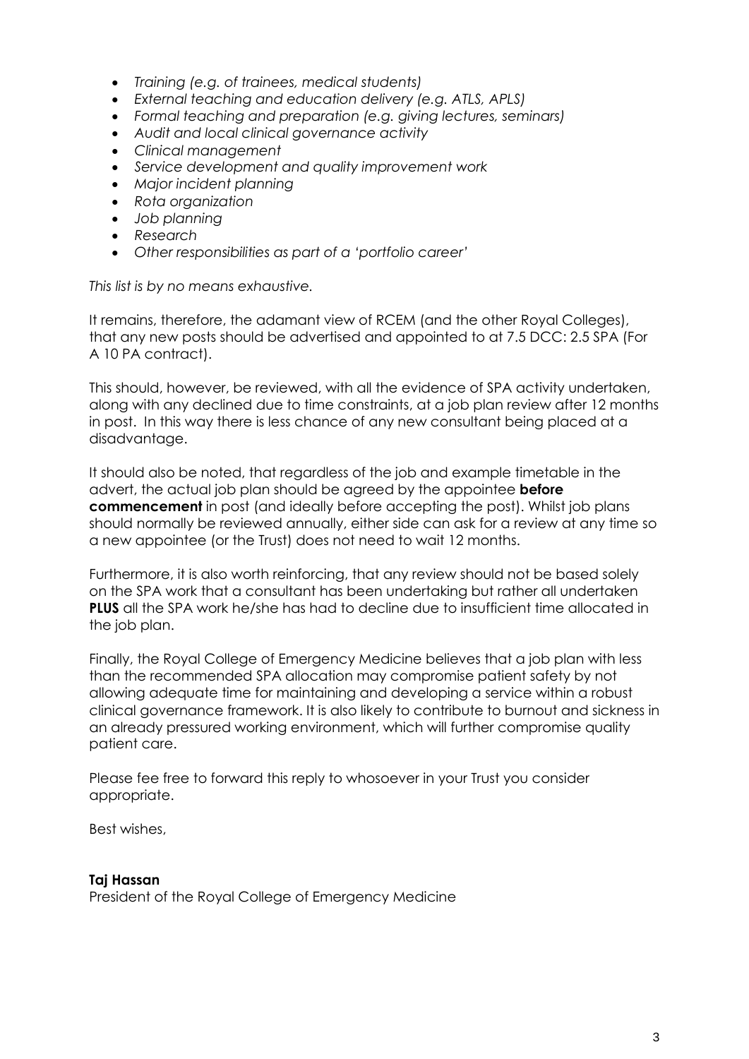- *Training (e.g. of trainees, medical students)*
- *External teaching and education delivery (e.g. ATLS, APLS)*
- *Formal teaching and preparation (e.g. giving lectures, seminars)*
- *Audit and local clinical governance activity*
- *Clinical management*
- *Service development and quality improvement work*
- *Major incident planning*
- *Rota organization*
- *Job planning*
- *Research*
- *Other responsibilities as part of a 'portfolio career'*

*This list is by no means exhaustive.*

It remains, therefore, the adamant view of RCEM (and the other Royal Colleges), that any new posts should be advertised and appointed to at 7.5 DCC: 2.5 SPA (For A 10 PA contract).

This should, however, be reviewed, with all the evidence of SPA activity undertaken, along with any declined due to time constraints, at a job plan review after 12 months in post. In this way there is less chance of any new consultant being placed at a disadvantage.

It should also be noted, that regardless of the job and example timetable in the advert, the actual job plan should be agreed by the appointee **before commencement** in post (and ideally before accepting the post). Whilst job plans should normally be reviewed annually, either side can ask for a review at any time so a new appointee (or the Trust) does not need to wait 12 months.

Furthermore, it is also worth reinforcing, that any review should not be based solely on the SPA work that a consultant has been undertaking but rather all undertaken **PLUS** all the SPA work he/she has had to decline due to insufficient time allocated in the job plan.

Finally, the Royal College of Emergency Medicine believes that a job plan with less than the recommended SPA allocation may compromise patient safety by not allowing adequate time for maintaining and developing a service within a robust clinical governance framework. It is also likely to contribute to burnout and sickness in an already pressured working environment, which will further compromise quality patient care.

Please fee free to forward this reply to whosoever in your Trust you consider appropriate.

Best wishes,

**Taj Hassan**
President of the Royal College of Emergency Medicine